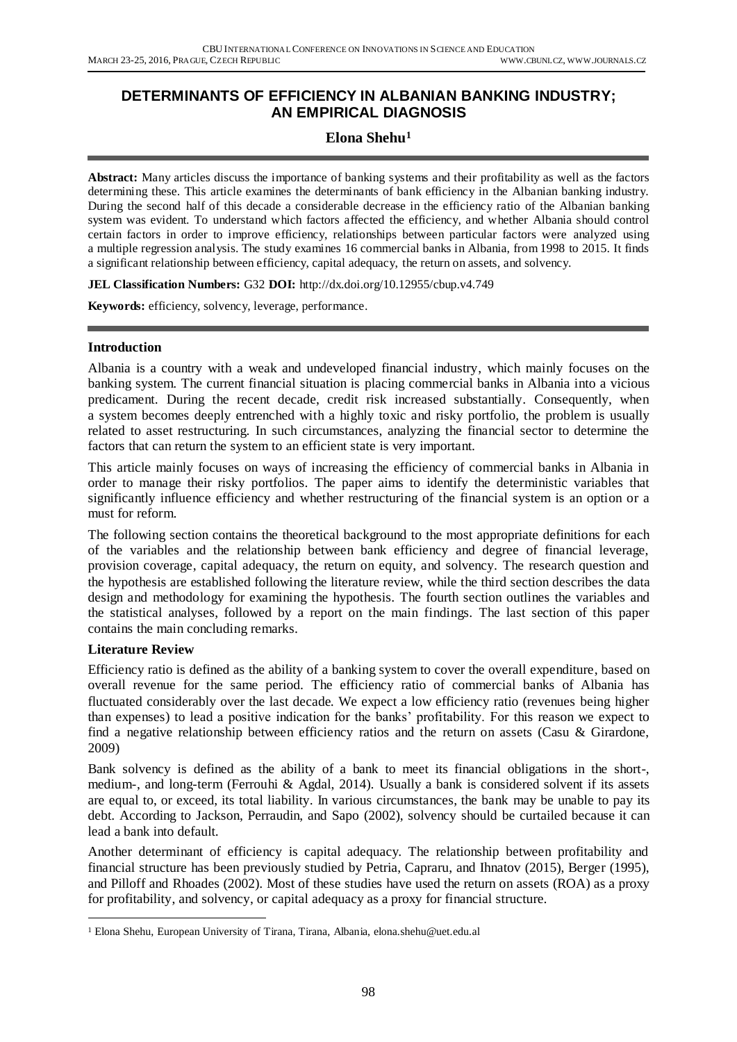# DETERMINANTS OF EFFICIENCY IN ALBANIAN BANKING INDUSTRY; AN EMPIRICAL DIAGNOSIS

**Elona Shehu**[1]

**Abstract:** Many articles discuss the importance of banking systems and their profitability as well as the factors determining these. This article examines the determinants of bank efficiency in the Albanian banking industry. During the second half of this decade a considerable decrease in the efficiency ratio of the Albanian banking system was evident. To understand which factors affected the efficiency, and whether Albania should control certain factors in order to improve efficiency, relationships between particular factors were analyzed using a multiple regression analysis. The study examines 16 commercial banks in Albania, from 1998 to 2015. It finds a significant relationship between efficiency, capital adequacy, the return on assets, and solvency.

**JEL Classification Numbers:** G32 **DOI:** http://dx.doi.org/10.12955/cbup.v4.749

**Keywords:** efficiency, solvency, leverage, performance.

## Introduction

Albania is a country with a weak and undeveloped financial industry, which mainly focuses on the banking system. The current financial situation is placing commercial banks in Albania into a vicious predicament. During the recent decade, credit risk increased substantially. Consequently, when a system becomes deeply entrenched with a highly toxic and risky portfolio, the problem is usually related to asset restructuring. In such circumstances, analyzing the financial sector to determine the factors that can return the system to an efficient state is very important.

This article mainly focuses on ways of increasing the efficiency of commercial banks in Albania in order to manage their risky portfolios. The paper aims to identify the deterministic variables that significantly influence efficiency and whether restructuring of the financial system is an option or a must for reform.

The following section contains the theoretical background to the most appropriate definitions for each of the variables and the relationship between bank efficiency and degree of financial leverage, provision coverage, capital adequacy, the return on equity, and solvency. The research question and the hypothesis are established following the literature review, while the third section describes the data design and methodology for examining the hypothesis. The fourth section outlines the variables and the statistical analyses, followed by a report on the main findings. The last section of this paper contains the main concluding remarks.

## Literature Review

Efficiency ratio is defined as the ability of a banking system to cover the overall expenditure, based on overall revenue for the same period. The efficiency ratio of commercial banks of Albania has fluctuated considerably over the last decade. We expect a low efficiency ratio (revenues being higher than expenses) to lead a positive indication for the banks' profitability. For this reason we expect to find a negative relationship between efficiency ratios and the return on assets (Casu & Girardone, 2009)

Bank solvency is defined as the ability of a bank to meet its financial obligations in the short-, medium-, and long-term (Ferrouhi & Agdal, 2014). Usually a bank is considered solvent if its assets are equal to, or exceed, its total liability. In various circumstances, the bank may be unable to pay its debt. According to Jackson, Perraudin, and Sapo (2002), solvency should be curtailed because it can lead a bank into default.

Another determinant of efficiency is capital adequacy. The relationship between profitability and financial structure has been previously studied by Petria, Capraru, and Ihnatov (2015), Berger (1995), and Pilloff and Rhoades (2002). Most of these studies have used the return on assets (ROA) as a proxy for profitability, and solvency, or capital adequacy as a proxy for financial structure.

[1] Elona Shehu, European University of Tirana, Tirana, Albania, elona.shehu@uet.edu.al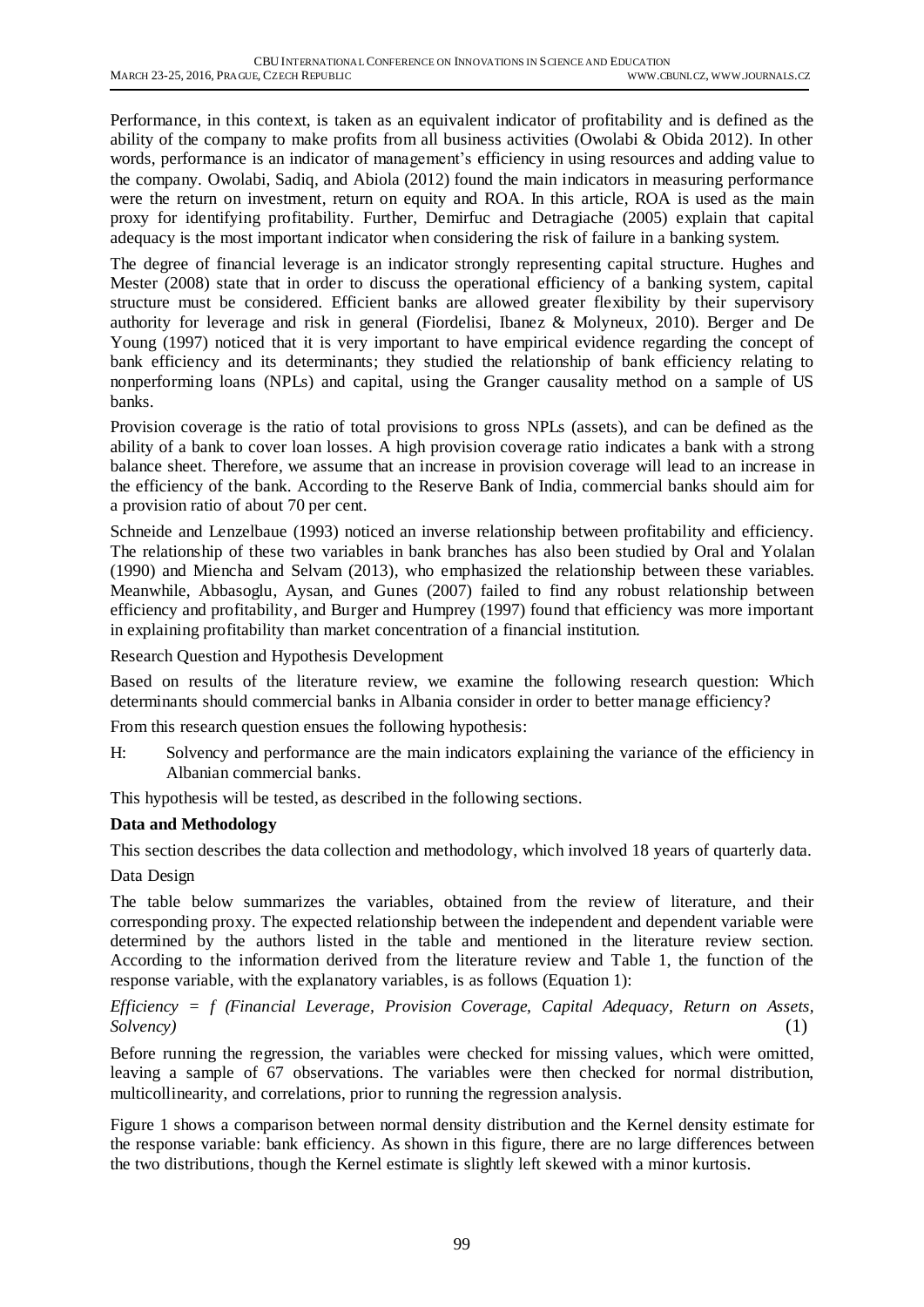Performance, in this context, is taken as an equivalent indicator of profitability and is defined as the ability of the company to make profits from all business activities (Owolabi & Obida 2012). In other words, performance is an indicator of management's efficiency in using resources and adding value to the company. Owolabi, Sadiq, and Abiola (2012) found the main indicators in measuring performance were the return on investment, return on equity and ROA. In this article, ROA is used as the main proxy for identifying profitability. Further, Demirfuc and Detragiache (2005) explain that capital adequacy is the most important indicator when considering the risk of failure in a banking system.

The degree of financial leverage is an indicator strongly representing capital structure. Hughes and Mester (2008) state that in order to discuss the operational efficiency of a banking system, capital structure must be considered. Efficient banks are allowed greater flexibility by their supervisory authority for leverage and risk in general (Fiordelisi, Ibanez & Molyneux, 2010). Berger and De Young (1997) noticed that it is very important to have empirical evidence regarding the concept of bank efficiency and its determinants; they studied the relationship of bank efficiency relating to nonperforming loans (NPLs) and capital, using the Granger causality method on a sample of US banks.

Provision coverage is the ratio of total provisions to gross NPLs (assets), and can be defined as the ability of a bank to cover loan losses. A high provision coverage ratio indicates a bank with a strong balance sheet. Therefore, we assume that an increase in provision coverage will lead to an increase in the efficiency of the bank. According to the Reserve Bank of India, commercial banks should aim for a provision ratio of about 70 per cent.

Schneide and Lenzelbaue (1993) noticed an inverse relationship between profitability and efficiency. The relationship of these two variables in bank branches has also been studied by Oral and Yolalan (1990) and Miencha and Selvam (2013), who emphasized the relationship between these variables. Meanwhile, Abbasoglu, Aysan, and Gunes (2007) failed to find any robust relationship between efficiency and profitability, and Burger and Humprey (1997) found that efficiency was more important in explaining profitability than market concentration of a financial institution.

### Research Question and Hypothesis Development

Based on results of the literature review, we examine the following research question: Which determinants should commercial banks in Albania consider in order to better manage efficiency?

From this research question ensues the following hypothesis:

H: Solvency and performance are the main indicators explaining the variance of the efficiency in Albanian commercial banks.

This hypothesis will be tested, as described in the following sections.

## Data and Methodology

This section describes the data collection and methodology, which involved 18 years of quarterly data.

### Data Design

The table below summarizes the variables, obtained from the review of literature, and their corresponding proxy. The expected relationship between the independent and dependent variable were determined by the authors listed in the table and mentioned in the literature review section. According to the information derived from the literature review and Table 1, the function of the response variable, with the explanatory variables, is as follows (Equation 1):

*Efficiency = f (Financial Leverage, Provision Coverage, Capital Adequacy, Return on Assets, Solvency)* (1)

Before running the regression, the variables were checked for missing values, which were omitted, leaving a sample of 67 observations. The variables were then checked for normal distribution, multicollinearity, and correlations, prior to running the regression analysis.

Figure 1 shows a comparison between normal density distribution and the Kernel density estimate for the response variable: bank efficiency. As shown in this figure, there are no large differences between the two distributions, though the Kernel estimate is slightly left skewed with a minor kurtosis.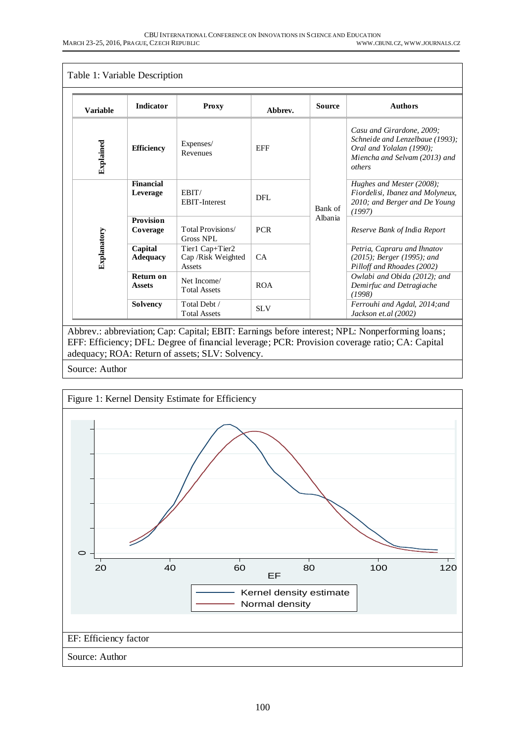Table 1: Variable Description

| Variable | Indicator | Proxy | Abbrev. | Source | Authors |
|---|---|---|---|---|---|
| Explained | **Efficiency** | Expenses/ Revenues | EFF | Bank of Albania | *Casu and Girardone, 2009; Schneide and Lenzelbaue (1993); Oral and Yolalan (1990); Miencha and Selvam (2013) and others* |
| Explanatory | **Financial Leverage** | EBIT/ EBIT-Interest | DFL | | *Hughes and Mester (2008); Fiordelisi, Ibanez and Molyneux, 2010; and Berger and De Young (1997)* |
| | **Provision Coverage** | Total Provisions/ Gross NPL | PCR | | *Reserve Bank of India Report* |
| | **Capital Adequacy** | Tier1 Cap+Tier2 Cap /Risk Weighted Assets | CA | | *Petria, Capraru and Ihnatov (2015); Berger (1995); and Pilloff and Rhoades (2002)* |
| | **Return on Assets** | Net Income/ Total Assets | ROA | | *Owlabi and Obida (2012); and Demirfuc and Detragiache (1998)* |
| | **Solvency** | Total Debt / Total Assets | SLV | | *Ferrouhi and Agdal, 2014;and Jackson et.al (2002)* |

Abbrev.: abbreviation; Cap: Capital; EBIT: Earnings before interest; NPL: Nonperforming loans; EFF: Efficiency; DFL: Degree of financial leverage; PCR: Provision coverage ratio; CA: Capital adequacy; ROA: Return of assets; SLV: Solvency.

Source: Author

Figure 1: Kernel Density Estimate for Efficiency

EF: Efficiency factor

Source: Author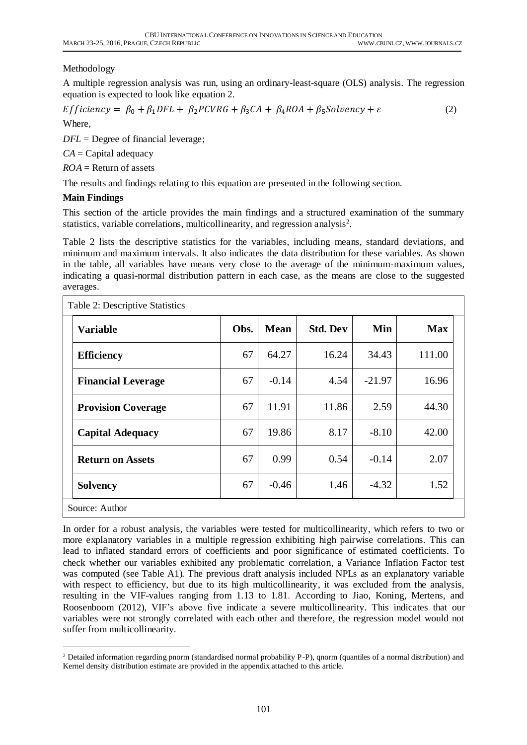Methodology

A multiple regression analysis was run, using an ordinary-least-square (OLS) analysis. The regression equation is expected to look like equation 2.

$$Efficiency = \beta_0 + \beta_1 DFL + \beta_2 PCVRG + \beta_3 CA + \beta_4 ROA + \beta_5 Solvency + \varepsilon \quad (2)$$

Where,

*DFL* = Degree of financial leverage;

*CA* = Capital adequacy

*ROA* = Return of assets

The results and findings relating to this equation are presented in the following section.

**Main Findings**

This section of the article provides the main findings and a structured examination of the summary statistics, variable correlations, multicollinearity, and regression analysis[2].

Table 2 lists the descriptive statistics for the variables, including means, standard deviations, and minimum and maximum intervals. It also indicates the data distribution for these variables. As shown in the table, all variables have means very close to the average of the minimum-maximum values, indicating a quasi-normal distribution pattern in each case, as the means are close to the suggested averages.

Table 2: Descriptive Statistics

| Variable | Obs. | Mean | Std. Dev | Min | Max |
|---|---|---|---|---|---|
| **Efficiency** | 67 | 64.27 | 16.24 | 34.43 | 111.00 |
| **Financial Leverage** | 67 | -0.14 | 4.54 | -21.97 | 16.96 |
| **Provision Coverage** | 67 | 11.91 | 11.86 | 2.59 | 44.30 |
| **Capital Adequacy** | 67 | 19.86 | 8.17 | -8.10 | 42.00 |
| **Return on Assets** | 67 | 0.99 | 0.54 | -0.14 | 2.07 |
| **Solvency** | 67 | -0.46 | 1.46 | -4.32 | 1.52 |

Source: Author

In order for a robust analysis, the variables were tested for multicollinearity, which refers to two or more explanatory variables in a multiple regression exhibiting high pairwise correlations. This can lead to inflated standard errors of coefficients and poor significance of estimated coefficients. To check whether our variables exhibited any problematic correlation, a Variance Inflation Factor test was computed (see Table A1). The previous draft analysis included NPLs as an explanatory variable with respect to efficiency, but due to its high multicollinearity, it was excluded from the analysis, resulting in the VIF-values ranging from 1.13 to 1.81. According to Jiao, Koning, Mertens, and Roosenboom (2012), VIF's above five indicate a severe multicollinearity. This indicates that our variables were not strongly correlated with each other and therefore, the regression model would not suffer from multicollinearity.

[2] Detailed information regarding pnorm (standardised normal probability P-P), qnorm (quantiles of a normal distribution) and Kernel density distribution estimate are provided in the appendix attached to this article.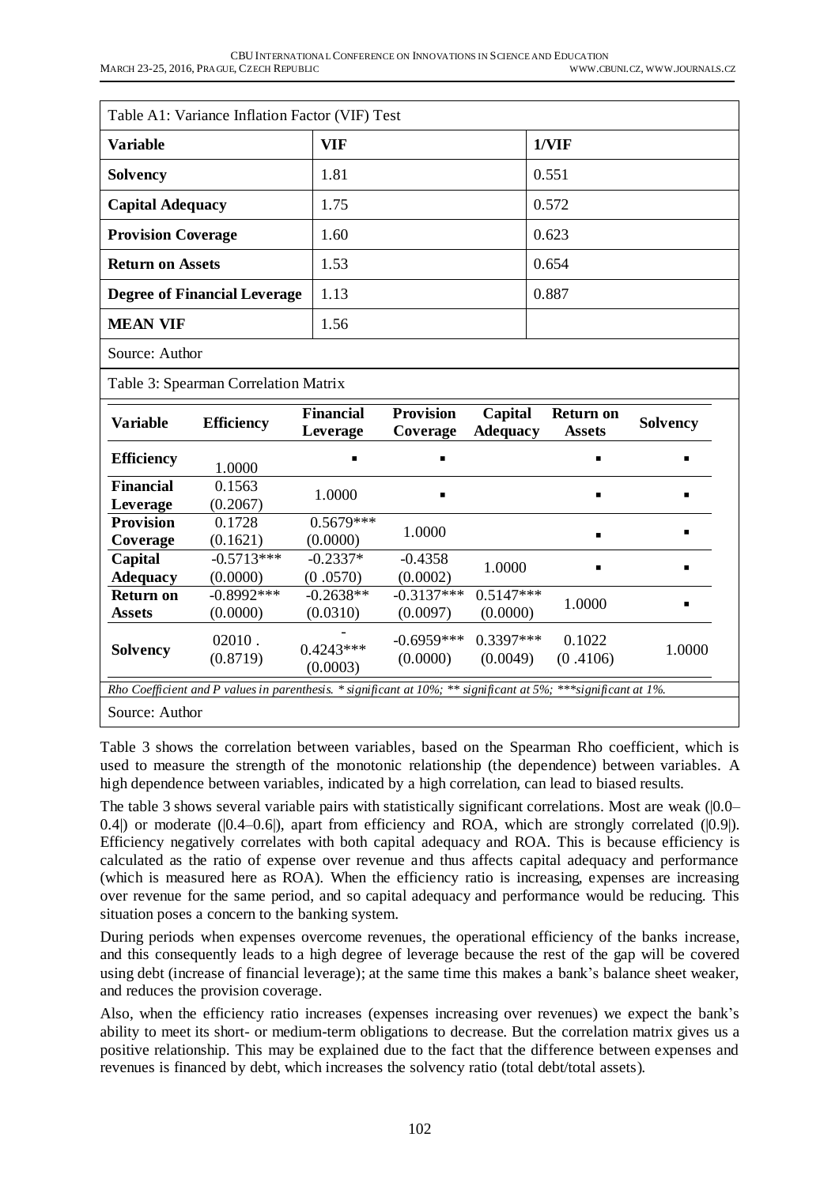Table A1: Variance Inflation Factor (VIF) Test

| Variable | VIF | 1/VIF |
|---|---|---|
| **Solvency** | 1.81 | 0.551 |
| **Capital Adequacy** | 1.75 | 0.572 |
| **Provision Coverage** | 1.60 | 0.623 |
| **Return on Assets** | 1.53 | 0.654 |
| **Degree of Financial Leverage** | 1.13 | 0.887 |
| **MEAN VIF** | 1.56 | |

Source: Author

Table 3: Spearman Correlation Matrix

| Variable | Efficiency | Financial Leverage | Provision Coverage | Capital Adequacy | Return on Assets | Solvency |
|---|---|---|---|---|---|---|
| **Efficiency** | 1.0000 | ▪ | ▪ | | ▪ | ▪ |
| **Financial Leverage** | 0.1563 (0.2067) | 1.0000 | ▪ | | ▪ | ▪ |
| **Provision Coverage** | 0.1728 (0.1621) | 0.5679*** (0.0000) | 1.0000 | | ▪ | ▪ |
| **Capital Adequacy** | -0.5713*** (0.0000) | -0.2337* (0 .0570) | -0.4358 (0.0002) | 1.0000 | ▪ | ▪ |
| **Return on Assets** | -0.8992*** (0.0000) | -0.2638** (0.0310) | -0.3137*** (0.0097) | 0.5147*** (0.0000) | 1.0000 | ▪ |
| **Solvency** | 02010 . (0.8719) | - 0.4243*** (0.0003) | -0.6959*** (0.0000) | 0.3397*** (0.0049) | 0.1022 (0 .4106) | 1.0000 |

*Rho Coefficient and P values in parenthesis. * significant at 10%; ** significant at 5%; ***significant at 1%.*

Source: Author

Table 3 shows the correlation between variables, based on the Spearman Rho coefficient, which is used to measure the strength of the monotonic relationship (the dependence) between variables. A high dependence between variables, indicated by a high correlation, can lead to biased results.

The table 3 shows several variable pairs with statistically significant correlations. Most are weak (|0.0–0.4|) or moderate (|0.4–0.6|), apart from efficiency and ROA, which are strongly correlated (|0.9|). Efficiency negatively correlates with both capital adequacy and ROA. This is because efficiency is calculated as the ratio of expense over revenue and thus affects capital adequacy and performance (which is measured here as ROA). When the efficiency ratio is increasing, expenses are increasing over revenue for the same period, and so capital adequacy and performance would be reducing. This situation poses a concern to the banking system.

During periods when expenses overcome revenues, the operational efficiency of the banks increase, and this consequently leads to a high degree of leverage because the rest of the gap will be covered using debt (increase of financial leverage); at the same time this makes a bank's balance sheet weaker, and reduces the provision coverage.

Also, when the efficiency ratio increases (expenses increasing over revenues) we expect the bank's ability to meet its short- or medium-term obligations to decrease. But the correlation matrix gives us a positive relationship. This may be explained due to the fact that the difference between expenses and revenues is financed by debt, which increases the solvency ratio (total debt/total assets).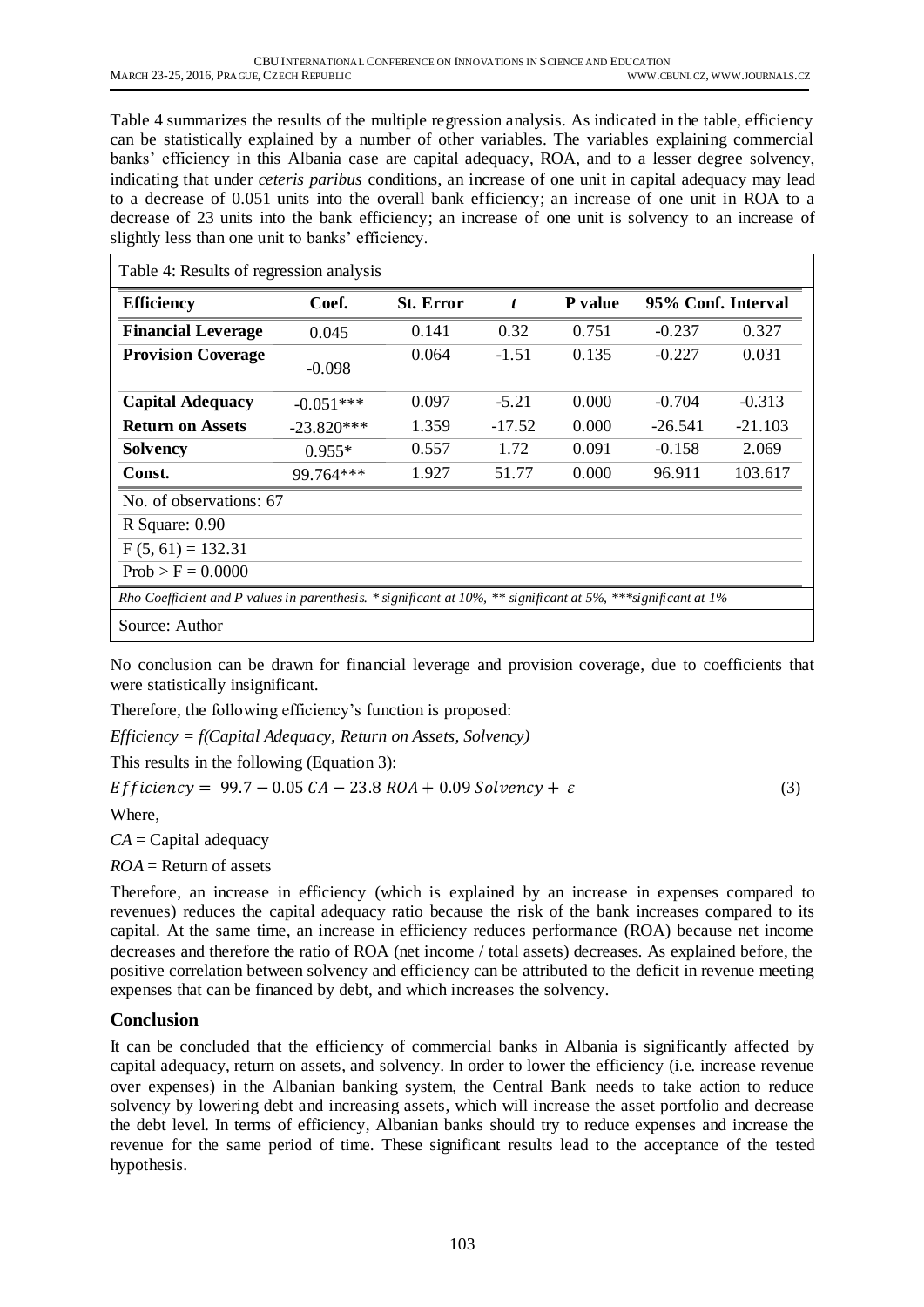Table 4 summarizes the results of the multiple regression analysis. As indicated in the table, efficiency can be statistically explained by a number of other variables. The variables explaining commercial banks' efficiency in this Albania case are capital adequacy, ROA, and to a lesser degree solvency, indicating that under *ceteris paribus* conditions, an increase of one unit in capital adequacy may lead to a decrease of 0.051 units into the overall bank efficiency; an increase of one unit in ROA to a decrease of 23 units into the bank efficiency; an increase of one unit is solvency to an increase of slightly less than one unit to banks' efficiency.

Table 4: Results of regression analysis

| **Efficiency** | **Coef.** | **St. Error** | ***t*** | **P value** | **95% Conf. Interval** | |
|---|---|---|---|---|---|---|
| **Financial Leverage** | 0.045 | 0.141 | 0.32 | 0.751 | -0.237 | 0.327 |
| **Provision Coverage** | -0.098 | 0.064 | -1.51 | 0.135 | -0.227 | 0.031 |
| **Capital Adequacy** | -0.051*** | 0.097 | -5.21 | 0.000 | -0.704 | -0.313 |
| **Return on Assets** | -23.820*** | 1.359 | -17.52 | 0.000 | -26.541 | -21.103 |
| **Solvency** | 0.955* | 0.557 | 1.72 | 0.091 | -0.158 | 2.069 |
| **Const.** | 99.764*** | 1.927 | 51.77 | 0.000 | 96.911 | 103.617 |

No. of observations: 67

R Square: 0.90

F (5, 61) = 132.31

Prob > F = 0.0000

*Rho Coefficient and P values in parenthesis. * significant at 10%, ** significant at 5%, ***significant at 1%*

Source: Author

No conclusion can be drawn for financial leverage and provision coverage, due to coefficients that were statistically insignificant.

Therefore, the following efficiency's function is proposed:

*Efficiency = f(Capital Adequacy, Return on Assets, Solvency)*

This results in the following (Equation 3):

$$Efficiency = 99.7 - 0.05\ CA - 23.8\ ROA + 0.09\ Solvency + \varepsilon \quad (3)$$

Where,

*CA* = Capital adequacy

*ROA* = Return of assets

Therefore, an increase in efficiency (which is explained by an increase in expenses compared to revenues) reduces the capital adequacy ratio because the risk of the bank increases compared to its capital. At the same time, an increase in efficiency reduces performance (ROA) because net income decreases and therefore the ratio of ROA (net income / total assets) decreases. As explained before, the positive correlation between solvency and efficiency can be attributed to the deficit in revenue meeting expenses that can be financed by debt, and which increases the solvency.

## Conclusion

It can be concluded that the efficiency of commercial banks in Albania is significantly affected by capital adequacy, return on assets, and solvency. In order to lower the efficiency (i.e. increase revenue over expenses) in the Albanian banking system, the Central Bank needs to take action to reduce solvency by lowering debt and increasing assets, which will increase the asset portfolio and decrease the debt level. In terms of efficiency, Albanian banks should try to reduce expenses and increase the revenue for the same period of time. These significant results lead to the acceptance of the tested hypothesis.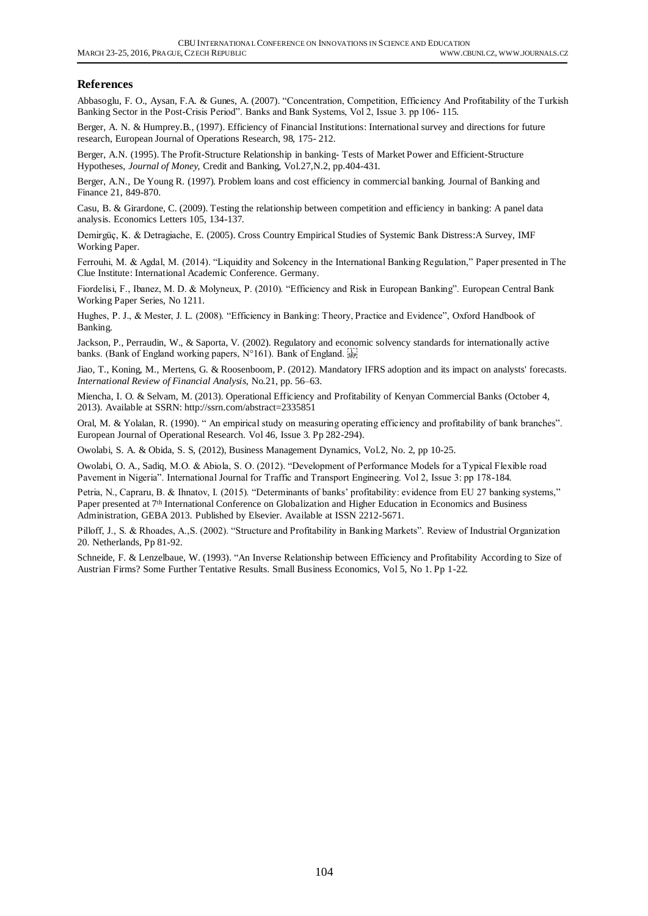## References

Abbasoglu, F. O., Aysan, F.A. & Gunes, A. (2007). "Concentration, Competition, Efficiency And Profitability of the Turkish Banking Sector in the Post-Crisis Period". Banks and Bank Systems, Vol 2, Issue 3. pp 106- 115.

Berger, A. N. & Humprey.B., (1997). Efficiency of Financial Institutions: International survey and directions for future research, European Journal of Operations Research, 98, 175- 212.

Berger, A.N. (1995). The Profit-Structure Relationship in banking- Tests of Market Power and Efficient-Structure Hypotheses, *Journal of Money*, Credit and Banking, Vol.27,N.2, pp.404-431.

Berger, A.N., De Young R. (1997). Problem loans and cost efficiency in commercial banking. Journal of Banking and Finance 21, 849-870.

Casu, B. & Girardone, C. (2009). Testing the relationship between competition and efficiency in banking: A panel data analysis. Economics Letters 105, 134-137.

Demirgüç, K. & Detragiache, E. (2005). Cross Country Empirical Studies of Systemic Bank Distress:A Survey, IMF Working Paper.

Ferrouhi, M. & Agdal, M. (2014). "Liquidity and Solcency in the International Banking Regulation," Paper presented in The Clue Institute: International Academic Conference. Germany.

Fiordelisi, F., Ibanez, M. D. & Molyneux, P. (2010). "Efficiency and Risk in European Banking". European Central Bank Working Paper Series, No 1211.

Hughes, P. J., & Mester, J. L. (2008). "Efficiency in Banking: Theory, Practice and Evidence", Oxford Handbook of Banking.

Jackson, P., Perraudin, W., & Saporta, V. (2002). Regulatory and economic solvency standards for internationally active banks. (Bank of England working papers, N°161). Bank of England.

Jiao, T., Koning, M., Mertens, G. & Roosenboom, P. (2012). Mandatory IFRS adoption and its impact on analysts' forecasts. *International Review of Financial Analysis*, No.21, pp. 56–63.

Miencha, I. O. & Selvam, M. (2013). Operational Efficiency and Profitability of Kenyan Commercial Banks (October 4, 2013). Available at SSRN: http://ssrn.com/abstract=2335851

Oral, M. & Yolalan, R. (1990). " An empirical study on measuring operating efficiency and profitability of bank branches". European Journal of Operational Research. Vol 46, Issue 3. Pp 282-294).

Owolabi, S. A. & Obida, S. S, (2012), Business Management Dynamics, Vol.2, No. 2, pp 10-25.

Owolabi, O. A., Sadiq, M.O. & Abiola, S. O. (2012). "Development of Performance Models for a Typical Flexible road Pavement in Nigeria". International Journal for Traffic and Transport Engineering. Vol 2, Issue 3: pp 178-184.

Petria, N., Capraru, B. & Ihnatov, I. (2015). "Determinants of banks' profitability: evidence from EU 27 banking systems," Paper presented at 7th International Conference on Globalization and Higher Education in Economics and Business Administration, GEBA 2013. Published by Elsevier. Available at ISSN 2212-5671.

Pilloff, J., S. & Rhoades, A.,S. (2002). "Structure and Profitability in Banking Markets". Review of Industrial Organization 20. Netherlands, Pp 81-92.

Schneide, F. & Lenzelbaue, W. (1993). "An Inverse Relationship between Efficiency and Profitability According to Size of Austrian Firms? Some Further Tentative Results. Small Business Economics, Vol 5, No 1. Pp 1-22.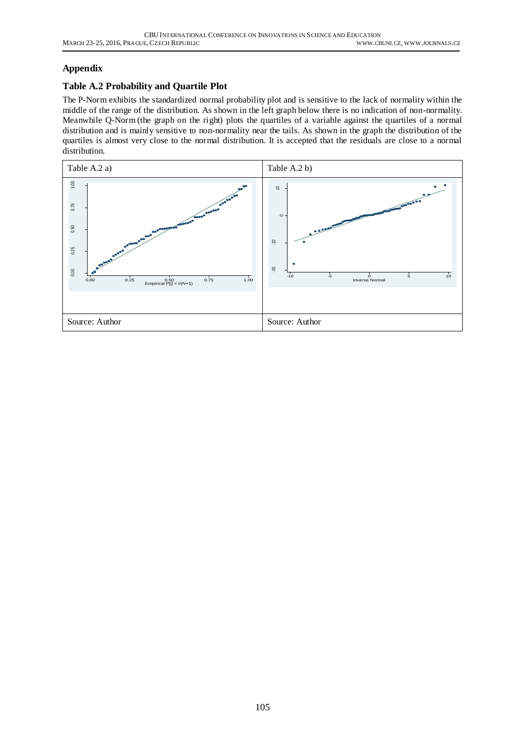## Appendix

### Table A.2 Probability and Quartile Plot

The P-Norm exhibits the standardized normal probability plot and is sensitive to the lack of normality within the middle of the range of the distribution. As shown in the left graph below there is no indication of non-normality. Meanwhile Q-Norm (the graph on the right) plots the quartiles of a variable against the quartiles of a normal distribution and is mainly sensitive to non-normality near the tails. As shown in the graph the distribution of the quartiles is almost very close to the normal distribution. It is accepted that the residuals are close to a normal distribution.

Table A.2 a)

1.00
0.75
0.50
0.25
0.00
0.00 0.25 0.50 0.75 1.00
Empirical P[i] = i/(N+1)

Source: Author

Table A.2 b)

10
0
-10
-20
-10 -5 0 5 10
Inverse Normal

Source: Author